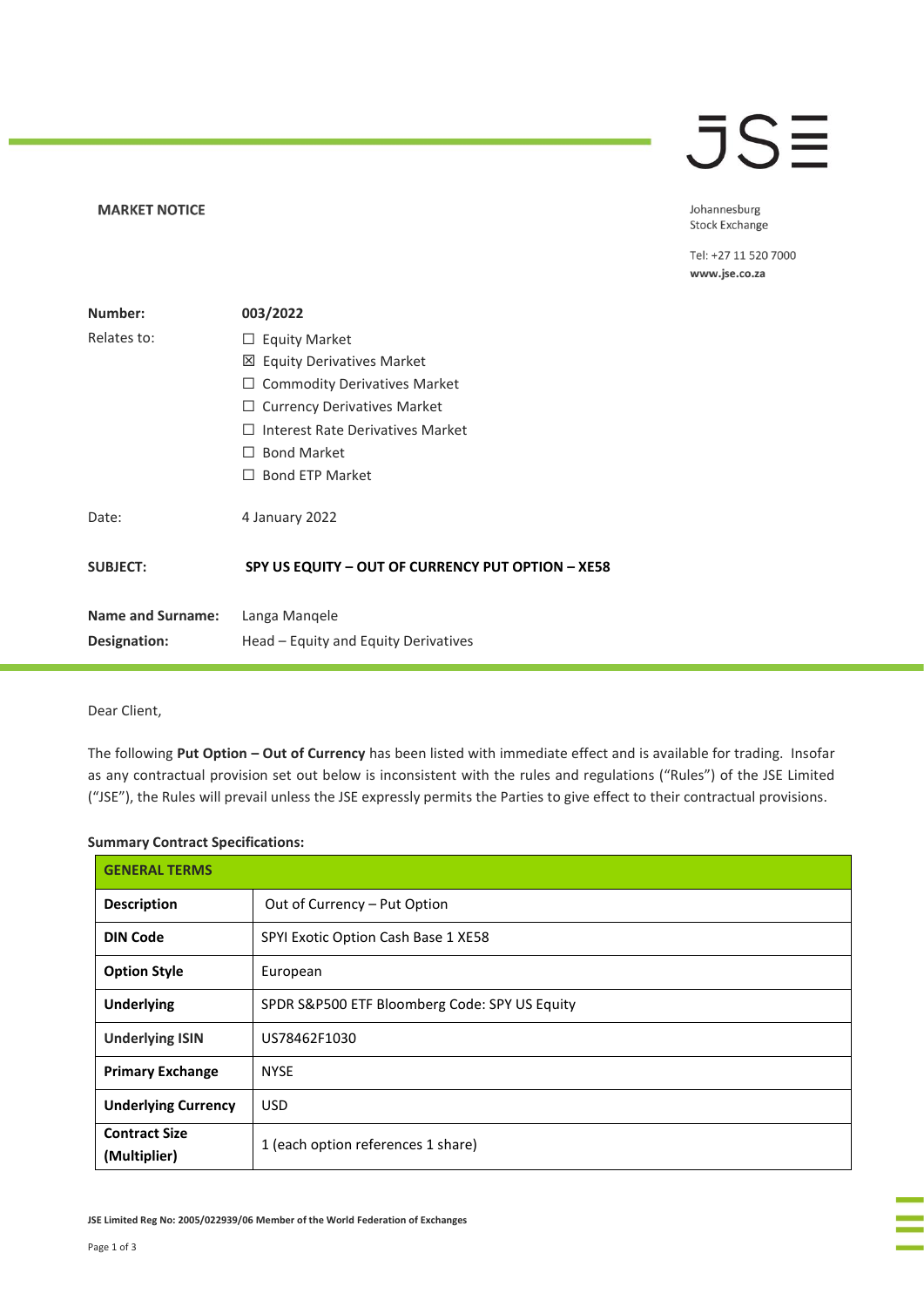**MARKET NOTICE**

Johannesburg Stock Exchange

Tel: +27 11 520 7000
www.jse.co.za

| | |
|---|---|
| **Number:** | **003/2022** |
| Relates to: | ☐ Equity Market<br>☒ Equity Derivatives Market<br>☐ Commodity Derivatives Market<br>☐ Currency Derivatives Market<br>☐ Interest Rate Derivatives Market<br>☐ Bond Market<br>☐ Bond ETP Market |
| Date: | 4 January 2022 |
| **SUBJECT:** | **SPY US EQUITY – OUT OF CURRENCY PUT OPTION – XE58** |
| **Name and Surname:** | Langa Manqele |
| **Designation:** | Head – Equity and Equity Derivatives |

Dear Client,

The following **Put Option – Out of Currency** has been listed with immediate effect and is available for trading. Insofar as any contractual provision set out below is inconsistent with the rules and regulations ("Rules") of the JSE Limited ("JSE"), the Rules will prevail unless the JSE expressly permits the Parties to give effect to their contractual provisions.

**Summary Contract Specifications:**

| **GENERAL TERMS** | |
|---|---|
| **Description** | Out of Currency – Put Option |
| **DIN Code** | SPYI Exotic Option Cash Base 1 XE58 |
| **Option Style** | European |
| **Underlying** | SPDR S&P500 ETF Bloomberg Code: SPY US Equity |
| **Underlying ISIN** | US78462F1030 |
| **Primary Exchange** | NYSE |
| **Underlying Currency** | USD |
| **Contract Size (Multiplier)** | 1 (each option references 1 share) |

JSE Limited Reg No: 2005/022939/06 Member of the World Federation of Exchanges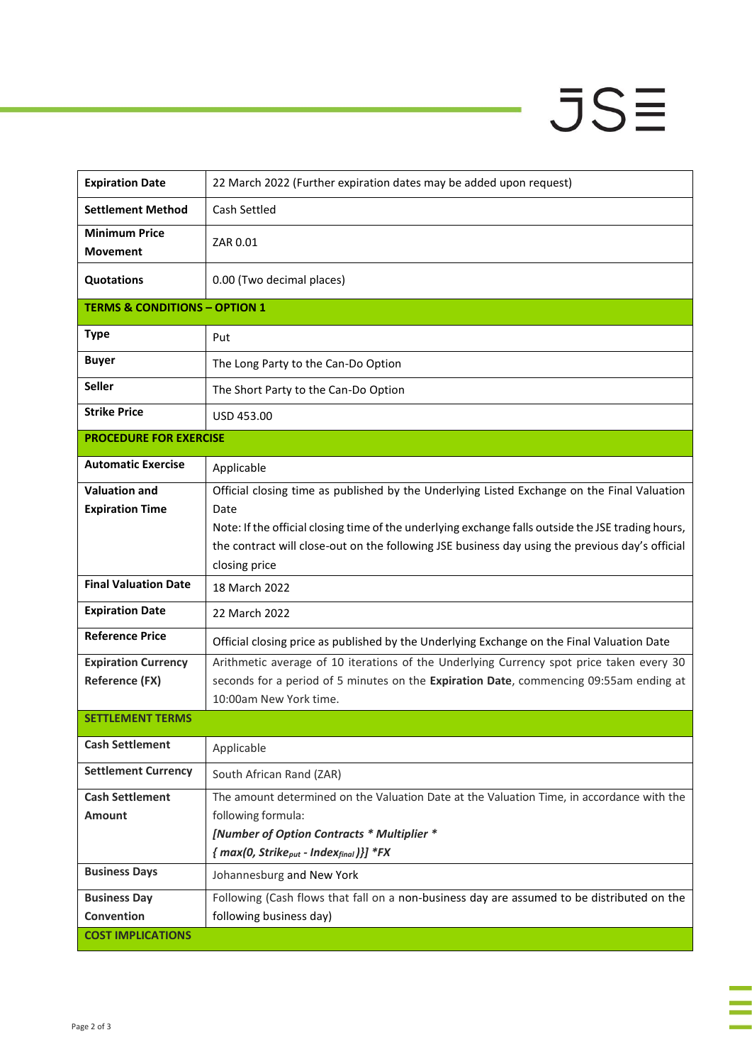| | |
|---|---|
| **Expiration Date** | 22 March 2022 (Further expiration dates may be added upon request) |
| **Settlement Method** | Cash Settled |
| **Minimum Price Movement** | ZAR 0.01 |
| **Quotations** | 0.00 (Two decimal places) |
| **TERMS & CONDITIONS – OPTION 1** | |
| **Type** | Put |
| **Buyer** | The Long Party to the Can-Do Option |
| **Seller** | The Short Party to the Can-Do Option |
| **Strike Price** | USD 453.00 |
| **PROCEDURE FOR EXERCISE** | |
| **Automatic Exercise** | Applicable |
| **Valuation and Expiration Time** | Official closing time as published by the Underlying Listed Exchange on the Final Valuation Date<br>Note: If the official closing time of the underlying exchange falls outside the JSE trading hours, the contract will close-out on the following JSE business day using the previous day's official closing price |
| **Final Valuation Date** | 18 March 2022 |
| **Expiration Date** | 22 March 2022 |
| **Reference Price** | Official closing price as published by the Underlying Exchange on the Final Valuation Date |
| **Expiration Currency Reference (FX)** | Arithmetic average of 10 iterations of the Underlying Currency spot price taken every 30 seconds for a period of 5 minutes on the **Expiration Date**, commencing 09:55am ending at 10:00am New York time. |
| **SETTLEMENT TERMS** | |
| **Cash Settlement** | Applicable |
| **Settlement Currency** | South African Rand (ZAR) |
| **Cash Settlement Amount** | The amount determined on the Valuation Date at the Valuation Time, in accordance with the following formula:<br>***[Number of Option Contracts * Multiplier ****<br>$\{ \max(0, Strike_{put} - Index_{final}) \}] * FX$ |
| **Business Days** | Johannesburg and New York |
| **Business Day Convention** | Following (Cash flows that fall on a non-business day are assumed to be distributed on the following business day) |
| **COST IMPLICATIONS** | |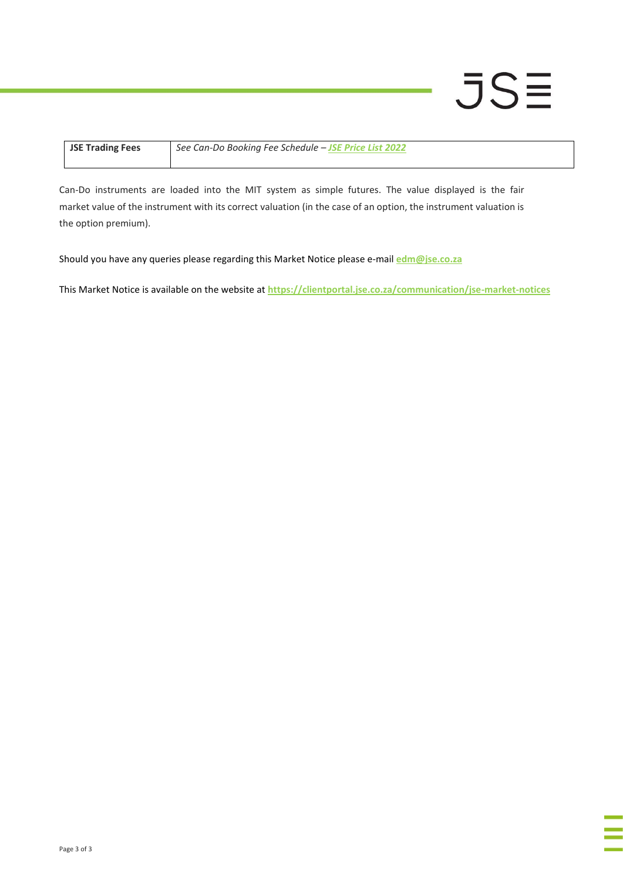| | |
|---|---|
| **JSE Trading Fees** | *See Can-Do Booking Fee Schedule – **JSE Price List 2022*** |

Can-Do instruments are loaded into the MIT system as simple futures. The value displayed is the fair market value of the instrument with its correct valuation (in the case of an option, the instrument valuation is the option premium).

Should you have any queries please regarding this Market Notice please e-mail **edm@jse.co.za**

This Market Notice is available on the website at **https://clientportal.jse.co.za/communication/jse-market-notices**